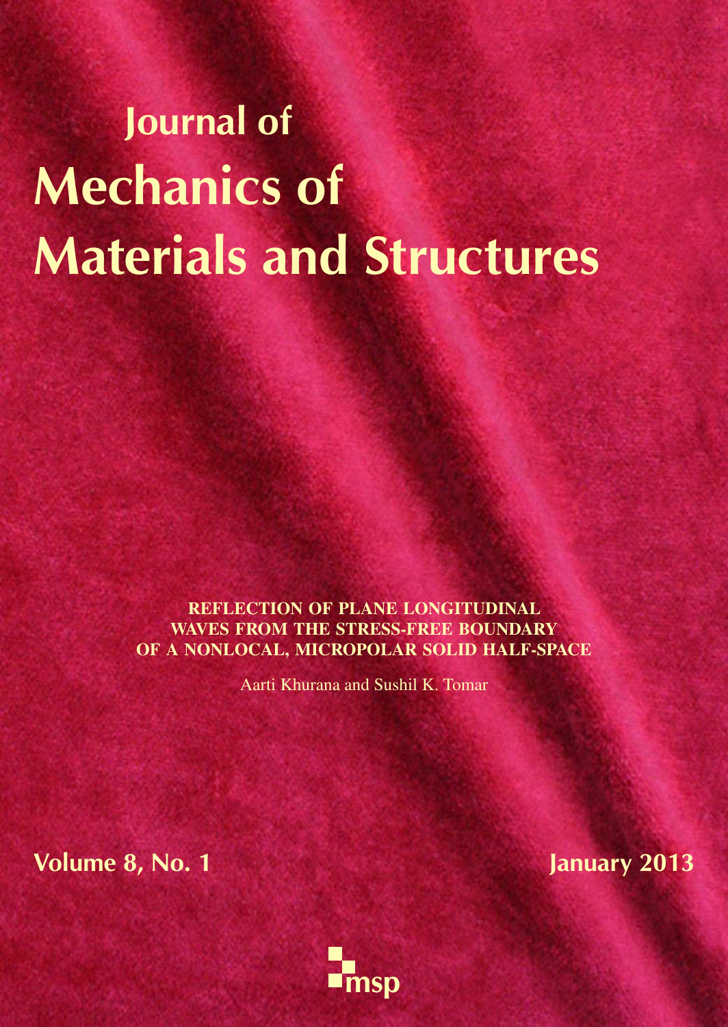# Journal of Mechanics of Materials and Structures

REFLECTION OF PLANE LONGITUDINAL WAVES FROM THE STRESS-FREE BOUNDARY OF A NONLOCAL, MICROPOLAR SOLID HALF-SPACE

Aarti Khurana and Sushil K. Tomar

Volume 8, No. 1

January 2013

msp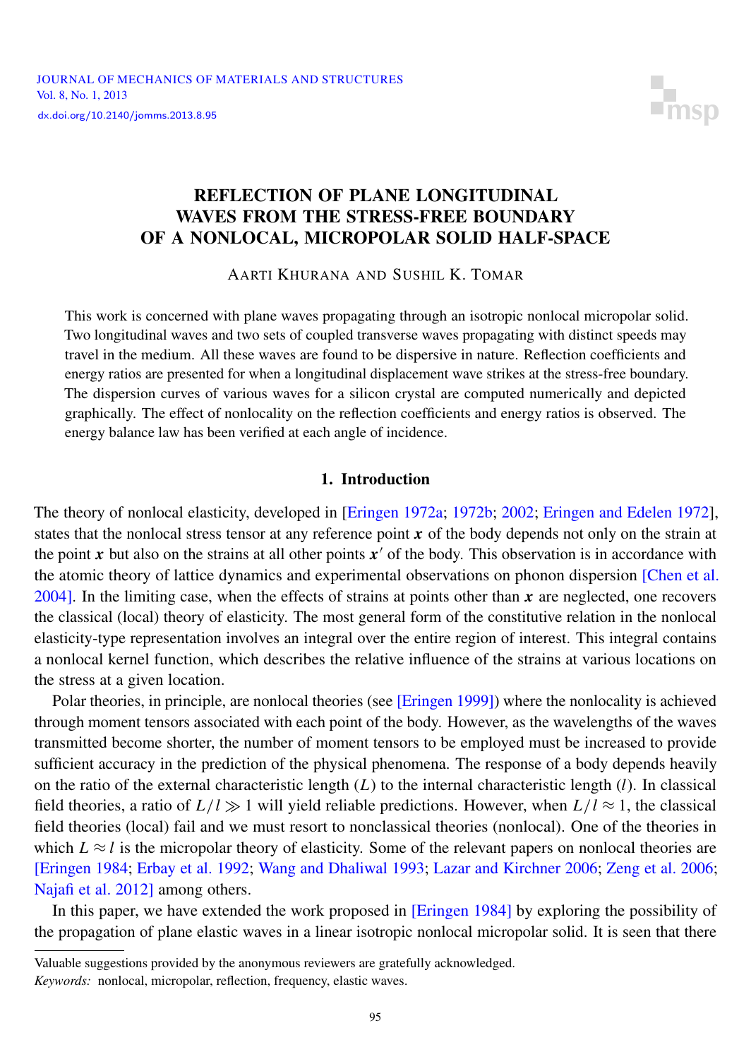# REFLECTION OF PLANE LONGITUDINAL WAVES FROM THE STRESS-FREE BOUNDARY OF A NONLOCAL, MICROPOLAR SOLID HALF-SPACE

AARTI KHURANA AND SUSHIL K. TOMAR

This work is concerned with plane waves propagating through an isotropic nonlocal micropolar solid. Two longitudinal waves and two sets of coupled transverse waves propagating with distinct speeds may travel in the medium. All these waves are found to be dispersive in nature. Reflection coefficients and energy ratios are presented for when a longitudinal displacement wave strikes at the stress-free boundary. The dispersion curves of various waves for a silicon crystal are computed numerically and depicted graphically. The effect of nonlocality on the reflection coefficients and energy ratios is observed. The energy balance law has been verified at each angle of incidence.

## 1. Introduction

The theory of nonlocal elasticity, developed in [Eringen 1972a; 1972b; 2002; Eringen and Edelen 1972], states that the nonlocal stress tensor at any reference point $\boldsymbol{x}$ of the body depends not only on the strain at the point $\boldsymbol{x}$ but also on the strains at all other points $\boldsymbol{x}'$ of the body. This observation is in accordance with the atomic theory of lattice dynamics and experimental observations on phonon dispersion [Chen et al. 2004]. In the limiting case, when the effects of strains at points other than $\boldsymbol{x}$ are neglected, one recovers the classical (local) theory of elasticity. The most general form of the constitutive relation in the nonlocal elasticity-type representation involves an integral over the entire region of interest. This integral contains a nonlocal kernel function, which describes the relative influence of the strains at various locations on the stress at a given location.

Polar theories, in principle, are nonlocal theories (see [Eringen 1999]) where the nonlocality is achieved through moment tensors associated with each point of the body. However, as the wavelengths of the waves transmitted become shorter, the number of moment tensors to be employed must be increased to provide sufficient accuracy in the prediction of the physical phenomena. The response of a body depends heavily on the ratio of the external characteristic length ($L$) to the internal characteristic length ($l$). In classical field theories, a ratio of $L/l \gg 1$ will yield reliable predictions. However, when $L/l \approx 1$, the classical field theories (local) fail and we must resort to nonclassical theories (nonlocal). One of the theories in which $L \approx l$ is the micropolar theory of elasticity. Some of the relevant papers on nonlocal theories are [Eringen 1984; Erbay et al. 1992; Wang and Dhaliwal 1993; Lazar and Kirchner 2006; Zeng et al. 2006; Najafi et al. 2012] among others.

In this paper, we have extended the work proposed in [Eringen 1984] by exploring the possibility of the propagation of plane elastic waves in a linear isotropic nonlocal micropolar solid. It is seen that there

---

Valuable suggestions provided by the anonymous reviewers are gratefully acknowledged.

*Keywords:* nonlocal, micropolar, reflection, frequency, elastic waves.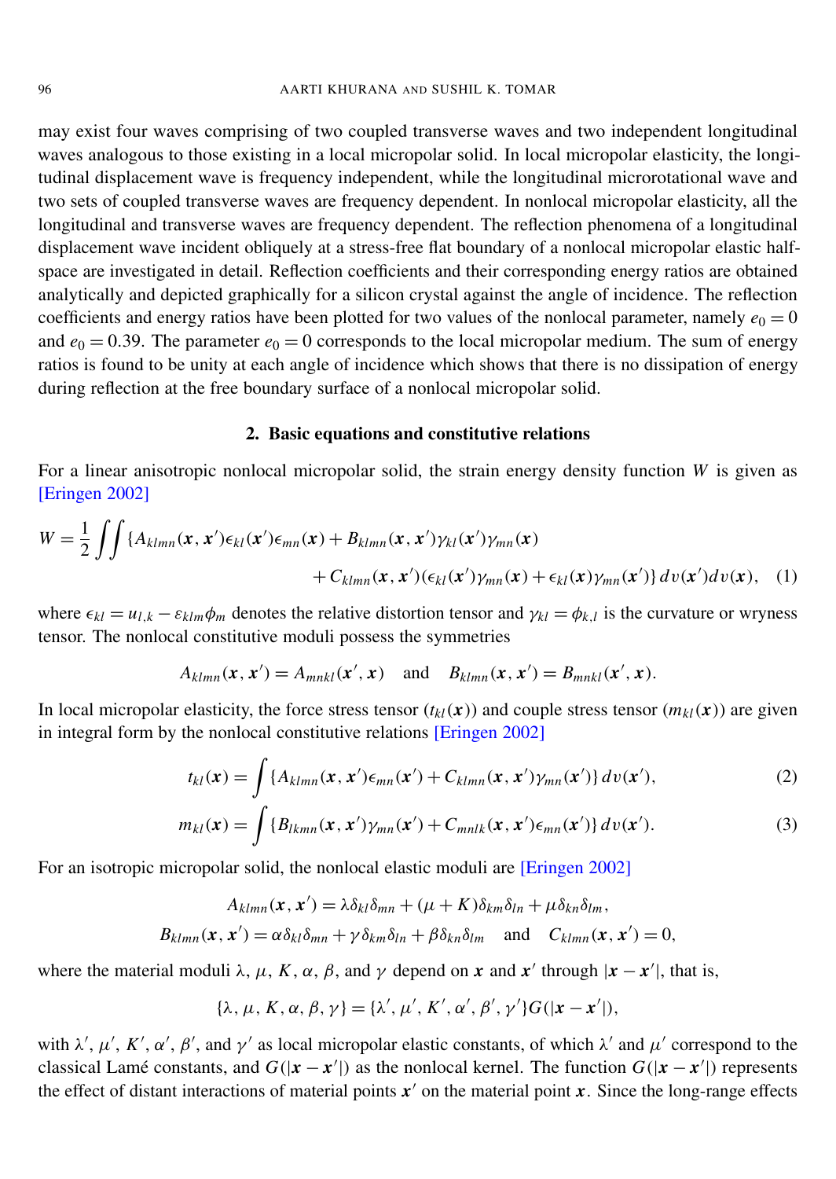may exist four waves comprising of two coupled transverse waves and two independent longitudinal waves analogous to those existing in a local micropolar solid. In local micropolar elasticity, the longitudinal displacement wave is frequency independent, while the longitudinal microrotational wave and two sets of coupled transverse waves are frequency dependent. In nonlocal micropolar elasticity, all the longitudinal and transverse waves are frequency dependent. The reflection phenomena of a longitudinal displacement wave incident obliquely at a stress-free flat boundary of a nonlocal micropolar elastic half-space are investigated in detail. Reflection coefficients and their corresponding energy ratios are obtained analytically and depicted graphically for a silicon crystal against the angle of incidence. The reflection coefficients and energy ratios have been plotted for two values of the nonlocal parameter, namely $e_0 = 0$ and $e_0 = 0.39$. The parameter $e_0 = 0$ corresponds to the local micropolar medium. The sum of energy ratios is found to be unity at each angle of incidence which shows that there is no dissipation of energy during reflection at the free boundary surface of a nonlocal micropolar solid.

## 2. Basic equations and constitutive relations

For a linear anisotropic nonlocal micropolar solid, the strain energy density function $W$ is given as [Eringen 2002]

$$W = \frac{1}{2}\iint \{A_{klmn}(\boldsymbol{x}, \boldsymbol{x}')\epsilon_{kl}(\boldsymbol{x}')\epsilon_{mn}(\boldsymbol{x}) + B_{klmn}(\boldsymbol{x}, \boldsymbol{x}')\gamma_{kl}(\boldsymbol{x}')\gamma_{mn}(\boldsymbol{x}) + C_{klmn}(\boldsymbol{x}, \boldsymbol{x}')(\epsilon_{kl}(\boldsymbol{x}')\gamma_{mn}(\boldsymbol{x}) + \epsilon_{kl}(\boldsymbol{x})\gamma_{mn}(\boldsymbol{x}'))\}\, dv(\boldsymbol{x}')dv(\boldsymbol{x}), \quad (1)$$

where $\epsilon_{kl} = u_{l,k} - \varepsilon_{klm}\phi_m$ denotes the relative distortion tensor and $\gamma_{kl} = \phi_{k,l}$ is the curvature or wryness tensor. The nonlocal constitutive moduli possess the symmetries

$$A_{klmn}(\boldsymbol{x}, \boldsymbol{x}') = A_{mnkl}(\boldsymbol{x}', \boldsymbol{x}) \quad \text{and} \quad B_{klmn}(\boldsymbol{x}, \boldsymbol{x}') = B_{mnkl}(\boldsymbol{x}', \boldsymbol{x}).$$

In local micropolar elasticity, the force stress tensor ($t_{kl}(\boldsymbol{x})$) and couple stress tensor ($m_{kl}(\boldsymbol{x})$) are given in integral form by the nonlocal constitutive relations [Eringen 2002]

$$t_{kl}(\boldsymbol{x}) = \int \{A_{klmn}(\boldsymbol{x}, \boldsymbol{x}')\epsilon_{mn}(\boldsymbol{x}') + C_{klmn}(\boldsymbol{x}, \boldsymbol{x}')\gamma_{mn}(\boldsymbol{x}')\}\, dv(\boldsymbol{x}'), \quad (2)$$

$$m_{kl}(\boldsymbol{x}) = \int \{B_{lkmn}(\boldsymbol{x}, \boldsymbol{x}')\gamma_{mn}(\boldsymbol{x}') + C_{mnlk}(\boldsymbol{x}, \boldsymbol{x}')\epsilon_{mn}(\boldsymbol{x}')\}\, dv(\boldsymbol{x}'). \quad (3)$$

For an isotropic micropolar solid, the nonlocal elastic moduli are [Eringen 2002]

$$A_{klmn}(\boldsymbol{x}, \boldsymbol{x}') = \lambda\delta_{kl}\delta_{mn} + (\mu + K)\delta_{km}\delta_{ln} + \mu\delta_{kn}\delta_{lm},$$
$$B_{klmn}(\boldsymbol{x}, \boldsymbol{x}') = \alpha\delta_{kl}\delta_{mn} + \gamma\delta_{km}\delta_{ln} + \beta\delta_{kn}\delta_{lm} \quad \text{and} \quad C_{klmn}(\boldsymbol{x}, \boldsymbol{x}') = 0,$$

where the material moduli $\lambda$, $\mu$, $K$, $\alpha$, $\beta$, and $\gamma$ depend on $\boldsymbol{x}$ and $\boldsymbol{x}'$ through $|\boldsymbol{x} - \boldsymbol{x}'|$, that is,

$$\{\lambda, \mu, K, \alpha, \beta, \gamma\} = \{\lambda', \mu', K', \alpha', \beta', \gamma'\}G(|\boldsymbol{x} - \boldsymbol{x}'|),$$

with $\lambda'$, $\mu'$, $K'$, $\alpha'$, $\beta'$, and $\gamma'$ as local micropolar elastic constants, of which $\lambda'$ and $\mu'$ correspond to the classical Lamé constants, and $G(|\boldsymbol{x} - \boldsymbol{x}'|)$ as the nonlocal kernel. The function $G(|\boldsymbol{x} - \boldsymbol{x}'|)$ represents the effect of distant interactions of material points $\boldsymbol{x}'$ on the material point $\boldsymbol{x}$. Since the long-range effects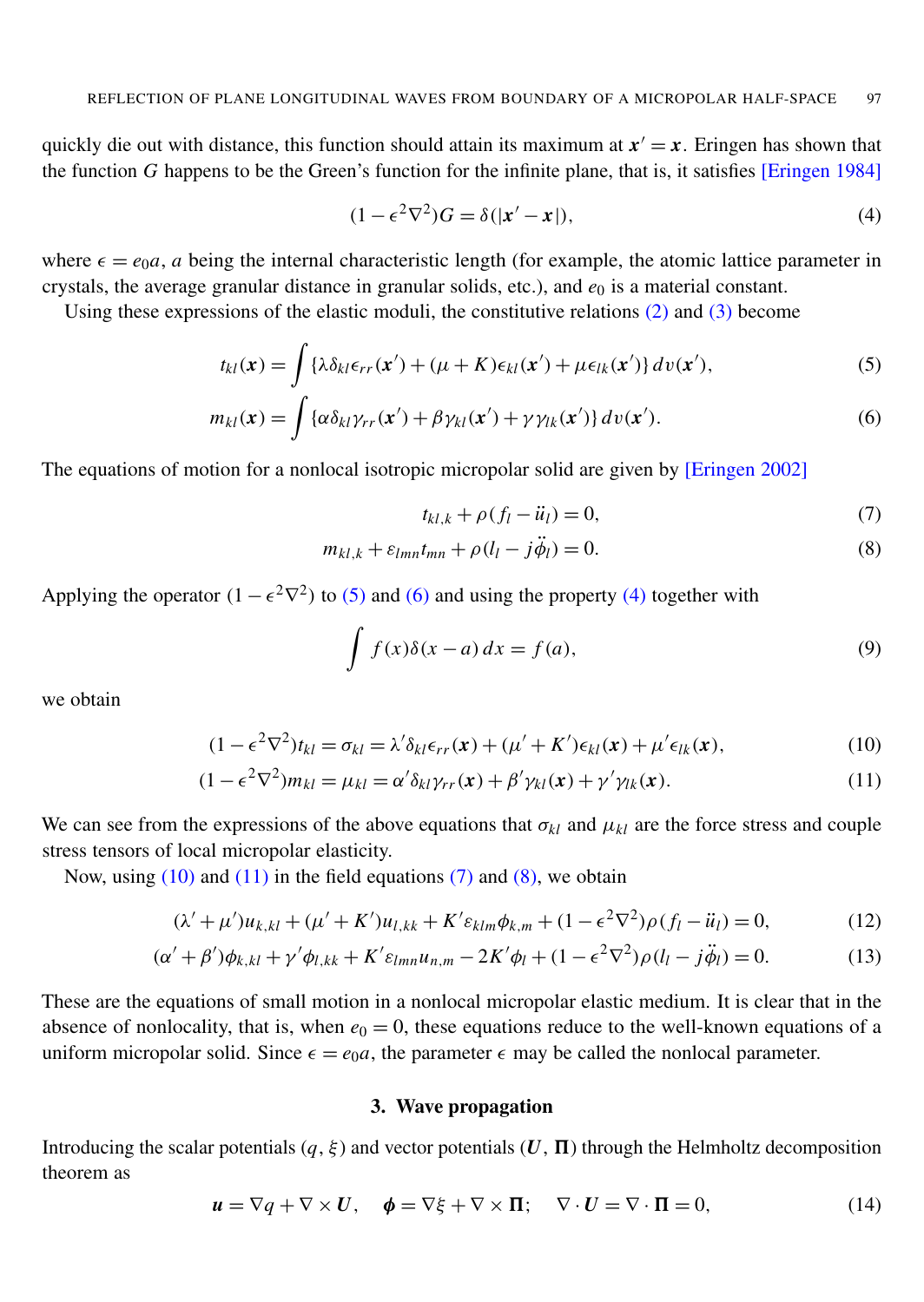quickly die out with distance, this function should attain its maximum at $\boldsymbol{x}' = \boldsymbol{x}$. Eringen has shown that the function $G$ happens to be the Green's function for the infinite plane, that is, it satisfies [Eringen 1984]

$$(1 - \epsilon^2 \nabla^2) G = \delta(|\boldsymbol{x}' - \boldsymbol{x}|), \tag{4}$$

where $\epsilon = e_0 a$, $a$ being the internal characteristic length (for example, the atomic lattice parameter in crystals, the average granular distance in granular solids, etc.), and $e_0$ is a material constant.

Using these expressions of the elastic moduli, the constitutive relations (2) and (3) become

$$t_{kl}(\boldsymbol{x}) = \int \{\lambda \delta_{kl} \epsilon_{rr}(\boldsymbol{x}') + (\mu + K)\epsilon_{kl}(\boldsymbol{x}') + \mu \epsilon_{lk}(\boldsymbol{x}')\}\, dv(\boldsymbol{x}'), \tag{5}$$

$$m_{kl}(\boldsymbol{x}) = \int \{\alpha \delta_{kl} \gamma_{rr}(\boldsymbol{x}') + \beta \gamma_{kl}(\boldsymbol{x}') + \gamma \gamma_{lk}(\boldsymbol{x}')\}\, dv(\boldsymbol{x}'). \tag{6}$$

The equations of motion for a nonlocal isotropic micropolar solid are given by [Eringen 2002]

$$t_{kl,k} + \rho(f_l - \ddot{u}_l) = 0, \tag{7}$$

$$m_{kl,k} + \varepsilon_{lmn} t_{mn} + \rho(l_l - j\ddot{\phi}_l) = 0. \tag{8}$$

Applying the operator $(1 - \epsilon^2 \nabla^2)$ to (5) and (6) and using the property (4) together with

$$\int f(x)\delta(x - a)\, dx = f(a), \tag{9}$$

we obtain

$$(1 - \epsilon^2 \nabla^2) t_{kl} = \sigma_{kl} = \lambda' \delta_{kl} \epsilon_{rr}(\boldsymbol{x}) + (\mu' + K')\epsilon_{kl}(\boldsymbol{x}) + \mu' \epsilon_{lk}(\boldsymbol{x}), \tag{10}$$

$$(1 - \epsilon^2 \nabla^2) m_{kl} = \mu_{kl} = \alpha' \delta_{kl} \gamma_{rr}(\boldsymbol{x}) + \beta' \gamma_{kl}(\boldsymbol{x}) + \gamma' \gamma_{lk}(\boldsymbol{x}). \tag{11}$$

We can see from the expressions of the above equations that $\sigma_{kl}$ and $\mu_{kl}$ are the force stress and couple stress tensors of local micropolar elasticity.

Now, using (10) and (11) in the field equations (7) and (8), we obtain

$$(\lambda' + \mu') u_{k,kl} + (\mu' + K') u_{l,kk} + K' \varepsilon_{klm} \phi_{k,m} + (1 - \epsilon^2 \nabla^2)\rho(f_l - \ddot{u}_l) = 0, \tag{12}$$

$$(\alpha' + \beta')\phi_{k,kl} + \gamma' \phi_{l,kk} + K' \varepsilon_{lmn} u_{n,m} - 2K'\phi_l + (1 - \epsilon^2 \nabla^2)\rho(l_l - j\ddot{\phi}_l) = 0. \tag{13}$$

These are the equations of small motion in a nonlocal micropolar elastic medium. It is clear that in the absence of nonlocality, that is, when $e_0 = 0$, these equations reduce to the well-known equations of a uniform micropolar solid. Since $\epsilon = e_0 a$, the parameter $\epsilon$ may be called the nonlocal parameter.

## 3. Wave propagation

Introducing the scalar potentials $(q, \xi)$ and vector potentials $(\boldsymbol{U}, \boldsymbol{\Pi})$ through the Helmholtz decomposition theorem as

$$\boldsymbol{u} = \nabla q + \nabla \times \boldsymbol{U}, \quad \boldsymbol{\phi} = \nabla \xi + \nabla \times \boldsymbol{\Pi}; \quad \nabla \cdot \boldsymbol{U} = \nabla \cdot \boldsymbol{\Pi} = 0, \tag{14}$$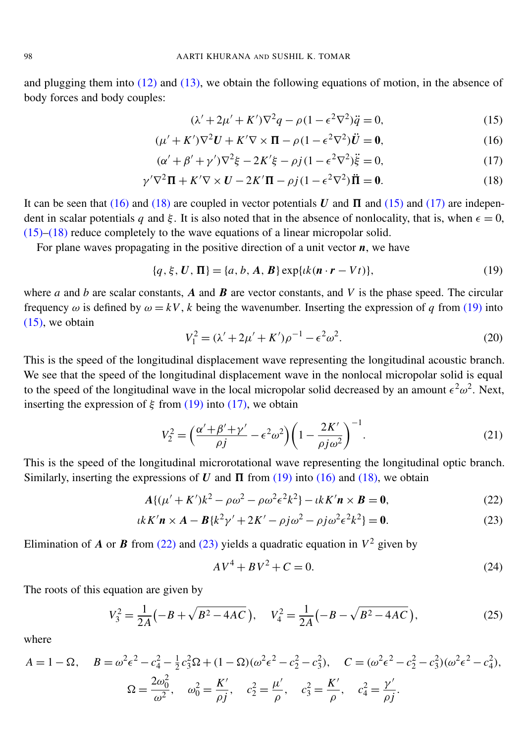and plugging them into (12) and (13), we obtain the following equations of motion, in the absence of body forces and body couples:

$$(\lambda' + 2\mu' + K')\nabla^2 q - \rho(1 - \epsilon^2\nabla^2)\ddot{q} = 0, \tag{15}$$

$$(\mu' + K')\nabla^2 \boldsymbol{U} + K'\nabla \times \boldsymbol{\Pi} - \rho(1 - \epsilon^2\nabla^2)\ddot{\boldsymbol{U}} = \boldsymbol{0}, \tag{16}$$

$$(\alpha' + \beta' + \gamma')\nabla^2 \xi - 2K'\xi - \rho j(1 - \epsilon^2\nabla^2)\ddot{\xi} = 0, \tag{17}$$

$$\gamma'\nabla^2 \boldsymbol{\Pi} + K'\nabla \times \boldsymbol{U} - 2K'\boldsymbol{\Pi} - \rho j(1 - \epsilon^2\nabla^2)\ddot{\boldsymbol{\Pi}} = \boldsymbol{0}. \tag{18}$$

It can be seen that (16) and (18) are coupled in vector potentials $\boldsymbol{U}$ and $\boldsymbol{\Pi}$ and (15) and (17) are independent in scalar potentials $q$ and $\xi$. It is also noted that in the absence of nonlocality, that is, when $\epsilon = 0$, (15)–(18) reduce completely to the wave equations of a linear micropolar solid.

For plane waves propagating in the positive direction of a unit vector $\boldsymbol{n}$, we have

$$\{q, \xi, \boldsymbol{U}, \boldsymbol{\Pi}\} = \{a, b, \boldsymbol{A}, \boldsymbol{B}\}\exp\{\iota k(\boldsymbol{n} \cdot \boldsymbol{r} - Vt)\}, \tag{19}$$

where $a$ and $b$ are scalar constants, $\boldsymbol{A}$ and $\boldsymbol{B}$ are vector constants, and $V$ is the phase speed. The circular frequency $\omega$ is defined by $\omega = kV$, $k$ being the wavenumber. Inserting the expression of $q$ from (19) into (15), we obtain

$$V_1^2 = (\lambda' + 2\mu' + K')\rho^{-1} - \epsilon^2\omega^2. \tag{20}$$

This is the speed of the longitudinal displacement wave representing the longitudinal acoustic branch. We see that the speed of the longitudinal displacement wave in the nonlocal micropolar solid is equal to the speed of the longitudinal wave in the local micropolar solid decreased by an amount $\epsilon^2\omega^2$. Next, inserting the expression of $\xi$ from (19) into (17), we obtain

$$V_2^2 = \left(\frac{\alpha' + \beta' + \gamma'}{\rho j} - \epsilon^2\omega^2\right)\left(1 - \frac{2K'}{\rho j\omega^2}\right)^{-1}. \tag{21}$$

This is the speed of the longitudinal microrotational wave representing the longitudinal optic branch. Similarly, inserting the expressions of $\boldsymbol{U}$ and $\boldsymbol{\Pi}$ from (19) into (16) and (18), we obtain

$$\boldsymbol{A}\{(\mu' + K')k^2 - \rho\omega^2 - \rho\omega^2\epsilon^2k^2\} - \iota kK'\boldsymbol{n} \times \boldsymbol{B} = \boldsymbol{0}, \tag{22}$$

$$\iota kK'\boldsymbol{n} \times \boldsymbol{A} - \boldsymbol{B}\{k^2\gamma' + 2K' - \rho j\omega^2 - \rho j\omega^2\epsilon^2k^2\} = \boldsymbol{0}. \tag{23}$$

Elimination of $\boldsymbol{A}$ or $\boldsymbol{B}$ from (22) and (23) yields a quadratic equation in $V^2$ given by

$$AV^4 + BV^2 + C = 0. \tag{24}$$

The roots of this equation are given by

$$V_3^2 = \frac{1}{2A}\left(-B + \sqrt{B^2 - 4AC}\right), \quad V_4^2 = \frac{1}{2A}\left(-B - \sqrt{B^2 - 4AC}\right), \tag{25}$$

where

$$A = 1 - \Omega, \quad B = \omega^2\epsilon^2 - c_4^2 - \tfrac{1}{2}c_3^2\Omega + (1 - \Omega)(\omega^2\epsilon^2 - c_2^2 - c_3^2), \quad C = (\omega^2\epsilon^2 - c_2^2 - c_3^2)(\omega^2\epsilon^2 - c_4^2),$$

$$\Omega = \frac{2\omega_0^2}{\omega^2}, \quad \omega_0^2 = \frac{K'}{\rho j}, \quad c_2^2 = \frac{\mu'}{\rho}, \quad c_3^2 = \frac{K'}{\rho}, \quad c_4^2 = \frac{\gamma'}{\rho j}.$$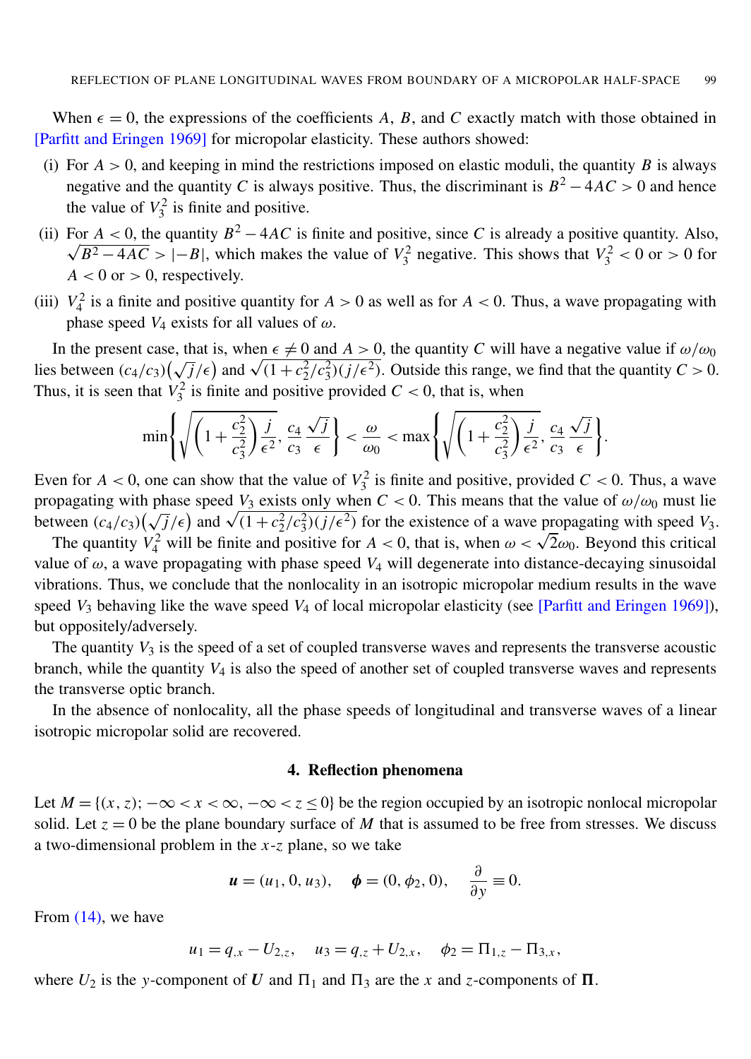When $\epsilon = 0$, the expressions of the coefficients $A$, $B$, and $C$ exactly match with those obtained in [Parfitt and Eringen 1969] for micropolar elasticity. These authors showed:

(i) For $A > 0$, and keeping in mind the restrictions imposed on elastic moduli, the quantity $B$ is always negative and the quantity $C$ is always positive. Thus, the discriminant is $B^2 - 4AC > 0$ and hence the value of $V_3^2$ is finite and positive.

(ii) For $A < 0$, the quantity $B^2 - 4AC$ is finite and positive, since $C$ is already a positive quantity. Also, $\sqrt{B^2 - 4AC} > |-B|$, which makes the value of $V_3^2$ negative. This shows that $V_3^2 < 0$ or $> 0$ for $A < 0$ or $> 0$, respectively.

(iii) $V_4^2$ is a finite and positive quantity for $A > 0$ as well as for $A < 0$. Thus, a wave propagating with phase speed $V_4$ exists for all values of $\omega$.

In the present case, that is, when $\epsilon \neq 0$ and $A > 0$, the quantity $C$ will have a negative value if $\omega/\omega_0$ lies between $(c_4/c_3)\left(\sqrt{j}/\epsilon\right)$ and $\sqrt{(1 + c_2^2/c_3^2)(j/\epsilon^2)}$. Outside this range, we find that the quantity $C > 0$. Thus, it is seen that $V_3^2$ is finite and positive provided $C < 0$, that is, when

$$\min\left\{\sqrt{\left(1 + \frac{c_2^2}{c_3^2}\right)\frac{j}{\epsilon^2}}, \frac{c_4}{c_3}\frac{\sqrt{j}}{\epsilon}\right\} < \frac{\omega}{\omega_0} < \max\left\{\sqrt{\left(1 + \frac{c_2^2}{c_3^2}\right)\frac{j}{\epsilon^2}}, \frac{c_4}{c_3}\frac{\sqrt{j}}{\epsilon}\right\}.$$

Even for $A < 0$, one can show that the value of $V_3^2$ is finite and positive, provided $C < 0$. Thus, a wave propagating with phase speed $V_3$ exists only when $C < 0$. This means that the value of $\omega/\omega_0$ must lie between $(c_4/c_3)\left(\sqrt{j}/\epsilon\right)$ and $\sqrt{(1 + c_2^2/c_3^2)(j/\epsilon^2)}$ for the existence of a wave propagating with speed $V_3$.

The quantity $V_4^2$ will be finite and positive for $A < 0$, that is, when $\omega < \sqrt{2}\omega_0$. Beyond this critical value of $\omega$, a wave propagating with phase speed $V_4$ will degenerate into distance-decaying sinusoidal vibrations. Thus, we conclude that the nonlocality in an isotropic micropolar medium results in the wave speed $V_3$ behaving like the wave speed $V_4$ of local micropolar elasticity (see [Parfitt and Eringen 1969]), but oppositely/adversely.

The quantity $V_3$ is the speed of a set of coupled transverse waves and represents the transverse acoustic branch, while the quantity $V_4$ is also the speed of another set of coupled transverse waves and represents the transverse optic branch.

In the absence of nonlocality, all the phase speeds of longitudinal and transverse waves of a linear isotropic micropolar solid are recovered.

## 4. Reflection phenomena

Let $M = \{(x, z); -\infty < x < \infty, -\infty < z \leq 0\}$ be the region occupied by an isotropic nonlocal micropolar solid. Let $z = 0$ be the plane boundary surface of $M$ that is assumed to be free from stresses. We discuss a two-dimensional problem in the $x$-$z$ plane, so we take

$$\boldsymbol{u} = (u_1, 0, u_3), \quad \boldsymbol{\phi} = (0, \phi_2, 0), \quad \frac{\partial}{\partial y} \equiv 0.$$

From (14), we have

$$u_1 = q_{,x} - U_{2,z}, \quad u_3 = q_{,z} + U_{2,x}, \quad \phi_2 = \Pi_{1,z} - \Pi_{3,x},$$

where $U_2$ is the $y$-component of $\boldsymbol{U}$ and $\Pi_1$ and $\Pi_3$ are the $x$ and $z$-components of $\boldsymbol{\Pi}$.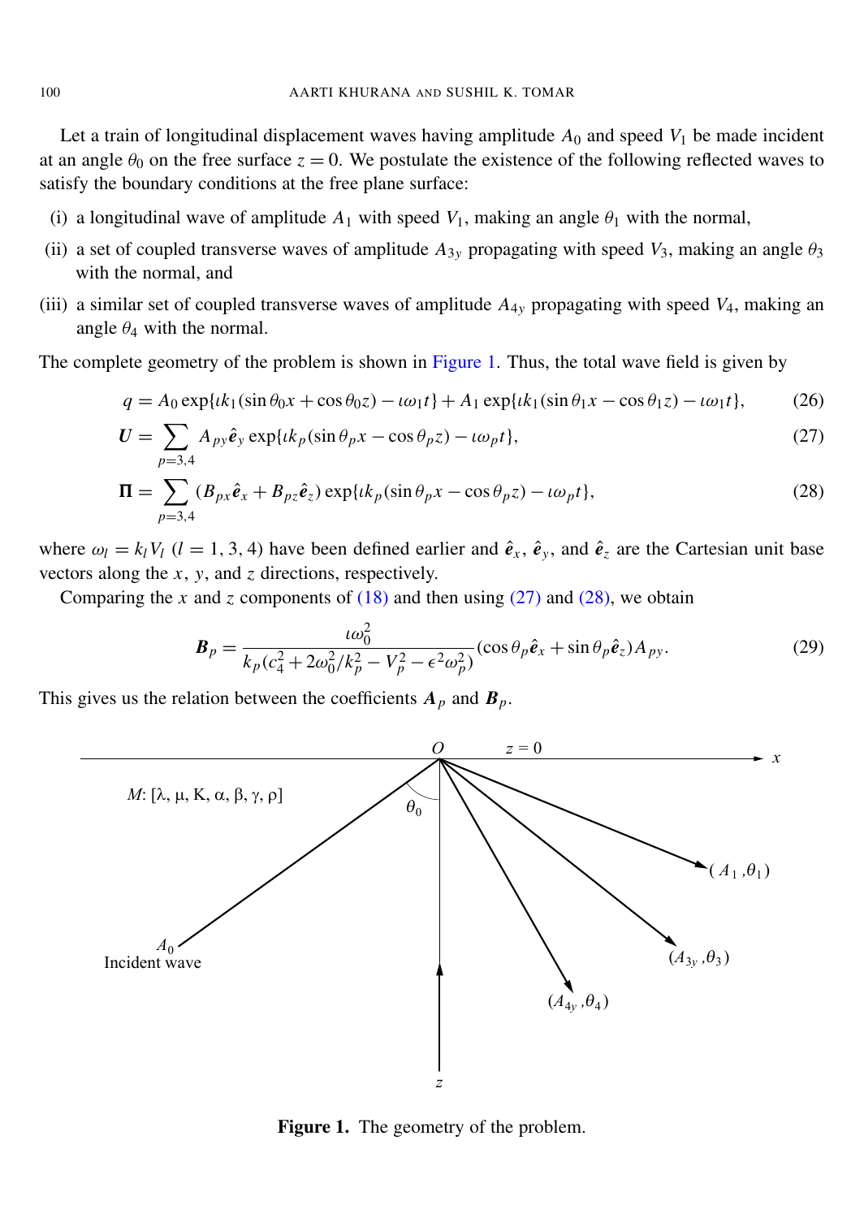Let a train of longitudinal displacement waves having amplitude $A_0$ and speed $V_1$ be made incident at an angle $\theta_0$ on the free surface $z = 0$. We postulate the existence of the following reflected waves to satisfy the boundary conditions at the free plane surface:

(i) a longitudinal wave of amplitude $A_1$ with speed $V_1$, making an angle $\theta_1$ with the normal,

(ii) a set of coupled transverse waves of amplitude $A_{3y}$ propagating with speed $V_3$, making an angle $\theta_3$ with the normal, and

(iii) a similar set of coupled transverse waves of amplitude $A_{4y}$ propagating with speed $V_4$, making an angle $\theta_4$ with the normal.

The complete geometry of the problem is shown in Figure 1. Thus, the total wave field is given by

$$q = A_0 \exp\{\iota k_1(\sin\theta_0 x + \cos\theta_0 z) - \iota\omega_1 t\} + A_1 \exp\{\iota k_1(\sin\theta_1 x - \cos\theta_1 z) - \iota\omega_1 t\}, \tag{26}$$

$$\boldsymbol{U} = \sum_{p=3,4} A_{py}\hat{\boldsymbol{e}}_y \exp\{\iota k_p(\sin\theta_p x - \cos\theta_p z) - \iota\omega_p t\}, \tag{27}$$

$$\boldsymbol{\Pi} = \sum_{p=3,4} (B_{px}\hat{\boldsymbol{e}}_x + B_{pz}\hat{\boldsymbol{e}}_z) \exp\{\iota k_p(\sin\theta_p x - \cos\theta_p z) - \iota\omega_p t\}, \tag{28}$$

where $\omega_l = k_l V_l$ ($l = 1, 3, 4$) have been defined earlier and $\hat{\boldsymbol{e}}_x$, $\hat{\boldsymbol{e}}_y$, and $\hat{\boldsymbol{e}}_z$ are the Cartesian unit base vectors along the $x$, $y$, and $z$ directions, respectively.

Comparing the $x$ and $z$ components of (18) and then using (27) and (28), we obtain

$$\boldsymbol{B}_p = \frac{\iota\omega_0^2}{k_p(c_4^2 + 2\omega_0^2/k_p^2 - V_p^2 - \epsilon^2\omega_p^2)}(\cos\theta_p\hat{\boldsymbol{e}}_x + \sin\theta_p\hat{\boldsymbol{e}}_z)A_{py}. \tag{29}$$

This gives us the relation between the coefficients $\boldsymbol{A}_p$ and $\boldsymbol{B}_p$.

$M$: [λ, μ, K, α, β, γ, ρ]

**Figure 1.** The geometry of the problem.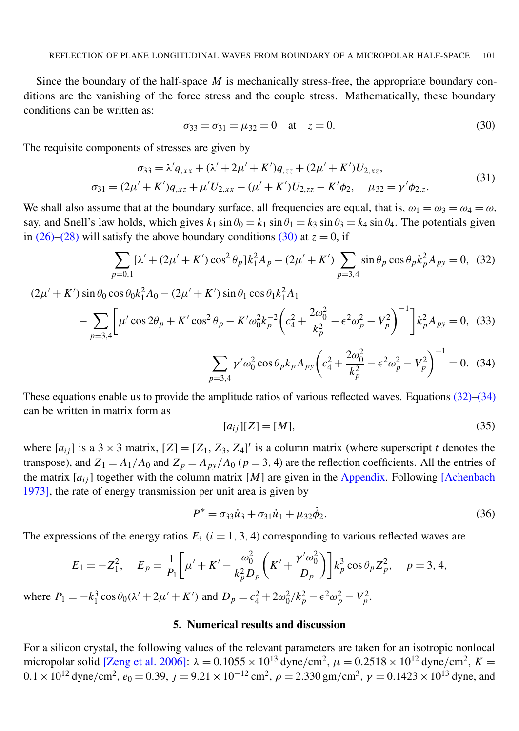Since the boundary of the half-space $M$ is mechanically stress-free, the appropriate boundary conditions are the vanishing of the force stress and the couple stress. Mathematically, these boundary conditions can be written as:

$$\sigma_{33} = \sigma_{31} = \mu_{32} = 0 \quad \text{at} \quad z = 0. \tag{30}$$

The requisite components of stresses are given by

$$\begin{aligned} \sigma_{33} &= \lambda' q_{,xx} + (\lambda' + 2\mu' + K') q_{,zz} + (2\mu' + K') U_{2,xz}, \\ \sigma_{31} &= (2\mu' + K') q_{,xz} + \mu' U_{2,xx} - (\mu' + K') U_{2,zz} - K' \phi_2, \quad \mu_{32} = \gamma' \phi_{2,z}. \end{aligned} \tag{31}$$

We shall also assume that at the boundary surface, all frequencies are equal, that is, $\omega_1 = \omega_3 = \omega_4 = \omega$, say, and Snell's law holds, which gives $k_1 \sin\theta_0 = k_1 \sin\theta_1 = k_3 \sin\theta_3 = k_4 \sin\theta_4$. The potentials given in (26)–(28) will satisfy the above boundary conditions (30) at $z = 0$, if

$$\sum_{p=0,1} [\lambda' + (2\mu' + K') \cos^2\theta_p] k_1^2 A_p - (2\mu' + K') \sum_{p=3,4} \sin\theta_p \cos\theta_p k_p^2 A_{py} = 0, \tag{32}$$

$$(2\mu' + K') \sin\theta_0 \cos\theta_0 k_1^2 A_0 - (2\mu' + K') \sin\theta_1 \cos\theta_1 k_1^2 A_1 - \sum_{p=3,4} \left[ \mu' \cos 2\theta_p + K' \cos^2\theta_p - K' \omega_0^2 k_p^{-2} \left( c_4^2 + \frac{2\omega_0^2}{k_p^2} - \epsilon^2 \omega_p^2 - V_p^2 \right)^{-1} \right] k_p^2 A_{py} = 0, \tag{33}$$

$$\sum_{p=3,4} \gamma' \omega_0^2 \cos\theta_p k_p A_{py} \left( c_4^2 + \frac{2\omega_0^2}{k_p^2} - \epsilon^2 \omega_p^2 - V_p^2 \right)^{-1} = 0. \tag{34}$$

These equations enable us to provide the amplitude ratios of various reflected waves. Equations (32)–(34) can be written in matrix form as

$$[a_{ij}][Z] = [M], \tag{35}$$

where $[a_{ij}]$ is a $3 \times 3$ matrix, $[Z] = [Z_1, Z_3, Z_4]^t$ is a column matrix (where superscript $t$ denotes the transpose), and $Z_1 = A_1/A_0$ and $Z_p = A_{py}/A_0$ $(p = 3, 4)$ are the reflection coefficients. All the entries of the matrix $[a_{ij}]$ together with the column matrix $[M]$ are given in the Appendix. Following [Achenbach 1973], the rate of energy transmission per unit area is given by

$$P^* = \sigma_{33} \dot{u}_3 + \sigma_{31} \dot{u}_1 + \mu_{32} \dot{\phi}_2. \tag{36}$$

The expressions of the energy ratios $E_i$ $(i = 1, 3, 4)$ corresponding to various reflected waves are

$$E_1 = -Z_1^2, \quad E_p = \frac{1}{P_1} \left[ \mu' + K' - \frac{\omega_0^2}{k_p^2 D_p} \left( K' + \frac{\gamma' \omega_0^2}{D_p} \right) \right] k_p^3 \cos\theta_p Z_p^2, \quad p = 3, 4,$$

where $P_1 = -k_1^3 \cos\theta_0 (\lambda' + 2\mu' + K')$ and $D_p = c_4^2 + 2\omega_0^2/k_p^2 - \epsilon^2 \omega_p^2 - V_p^2$.

## 5. Numerical results and discussion

For a silicon crystal, the following values of the relevant parameters are taken for an isotropic nonlocal micropolar solid [Zeng et al. 2006]: $\lambda = 0.1055 \times 10^{13}$ dyne/cm$^2$, $\mu = 0.2518 \times 10^{12}$ dyne/cm$^2$, $K = 0.1 \times 10^{12}$ dyne/cm$^2$, $e_0 = 0.39$, $j = 9.21 \times 10^{-12}$ cm$^2$, $\rho = 2.330$ gm/cm$^3$, $\gamma = 0.1423 \times 10^{13}$ dyne, and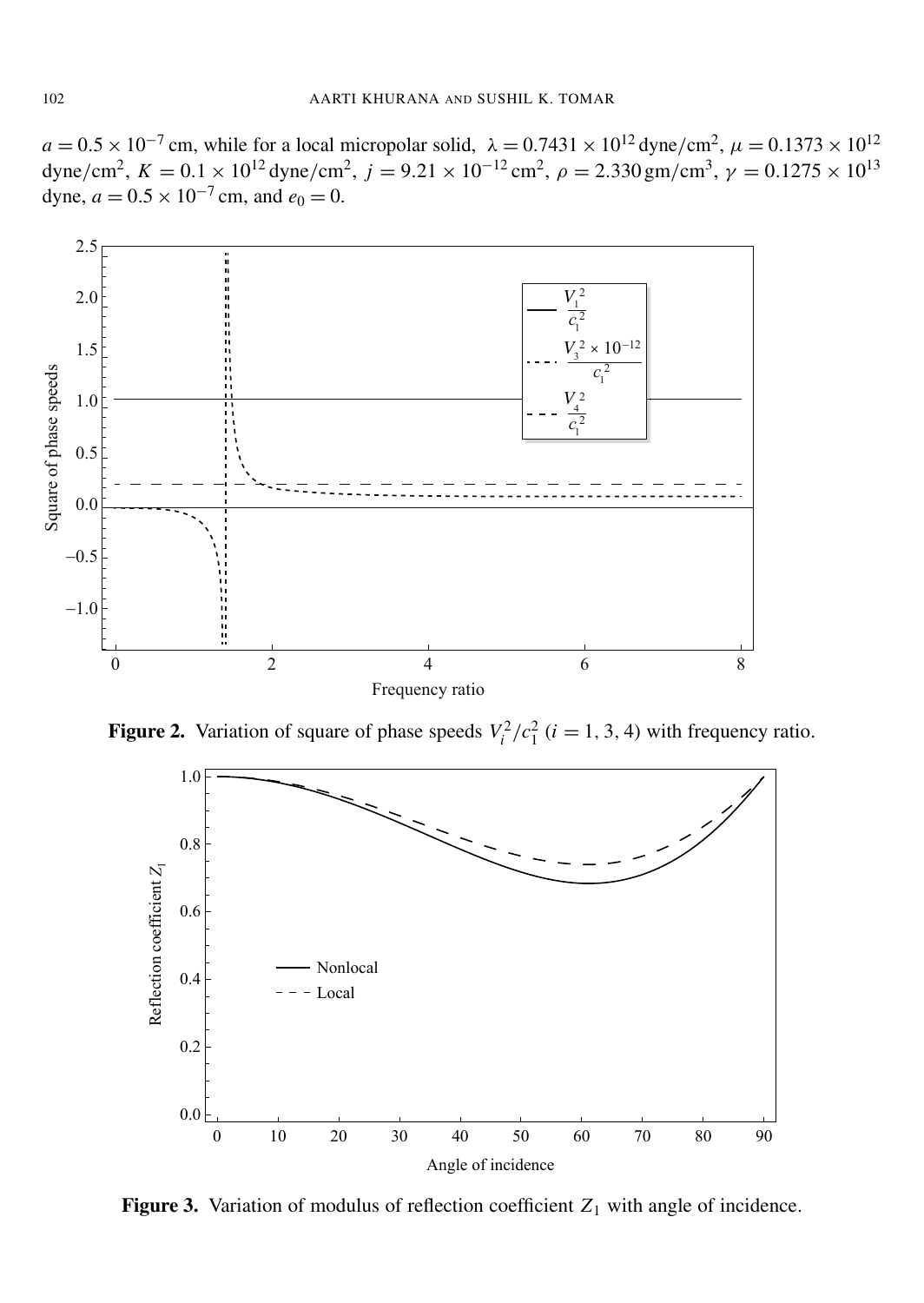$a = 0.5 \times 10^{-7}$ cm, while for a local micropolar solid, $\lambda = 0.7431 \times 10^{12}$ dyne/cm$^2$, $\mu = 0.1373 \times 10^{12}$ dyne/cm$^2$, $K = 0.1 \times 10^{12}$ dyne/cm$^2$, $j = 9.21 \times 10^{-12}$ cm$^2$, $\rho = 2.330$ gm/cm$^3$, $\gamma = 0.1275 \times 10^{13}$ dyne, $a = 0.5 \times 10^{-7}$ cm, and $e_0 = 0$.

**Figure 2.** Variation of square of phase speeds $V_i^2/c_1^2$ $(i = 1, 3, 4)$ with frequency ratio.

**Figure 3.** Variation of modulus of reflection coefficient $Z_1$ with angle of incidence.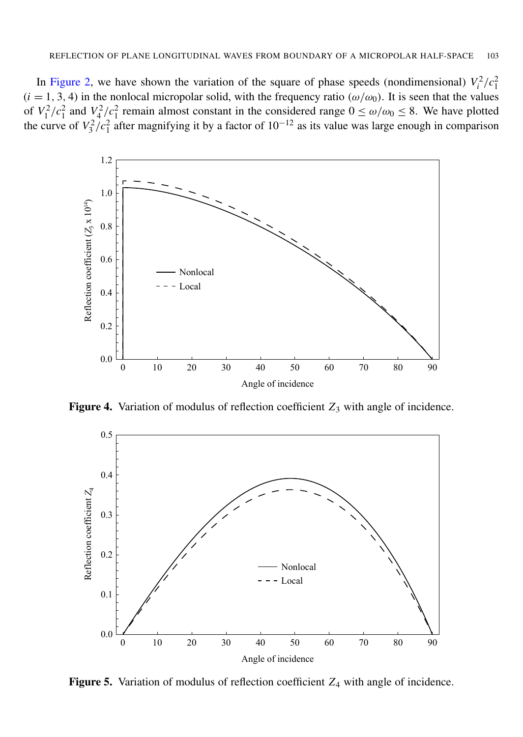In Figure 2, we have shown the variation of the square of phase speeds (nondimensional) $V_i^2/c_1^2$ $(i = 1, 3, 4)$ in the nonlocal micropolar solid, with the frequency ratio $(\omega/\omega_0)$. It is seen that the values of $V_1^2/c_1^2$ and $V_4^2/c_1^2$ remain almost constant in the considered range $0 \leq \omega/\omega_0 \leq 8$. We have plotted the curve of $V_3^2/c_1^2$ after magnifying it by a factor of $10^{-12}$ as its value was large enough in comparison

**Figure 4.** Variation of modulus of reflection coefficient $Z_3$ with angle of incidence.

**Figure 5.** Variation of modulus of reflection coefficient $Z_4$ with angle of incidence.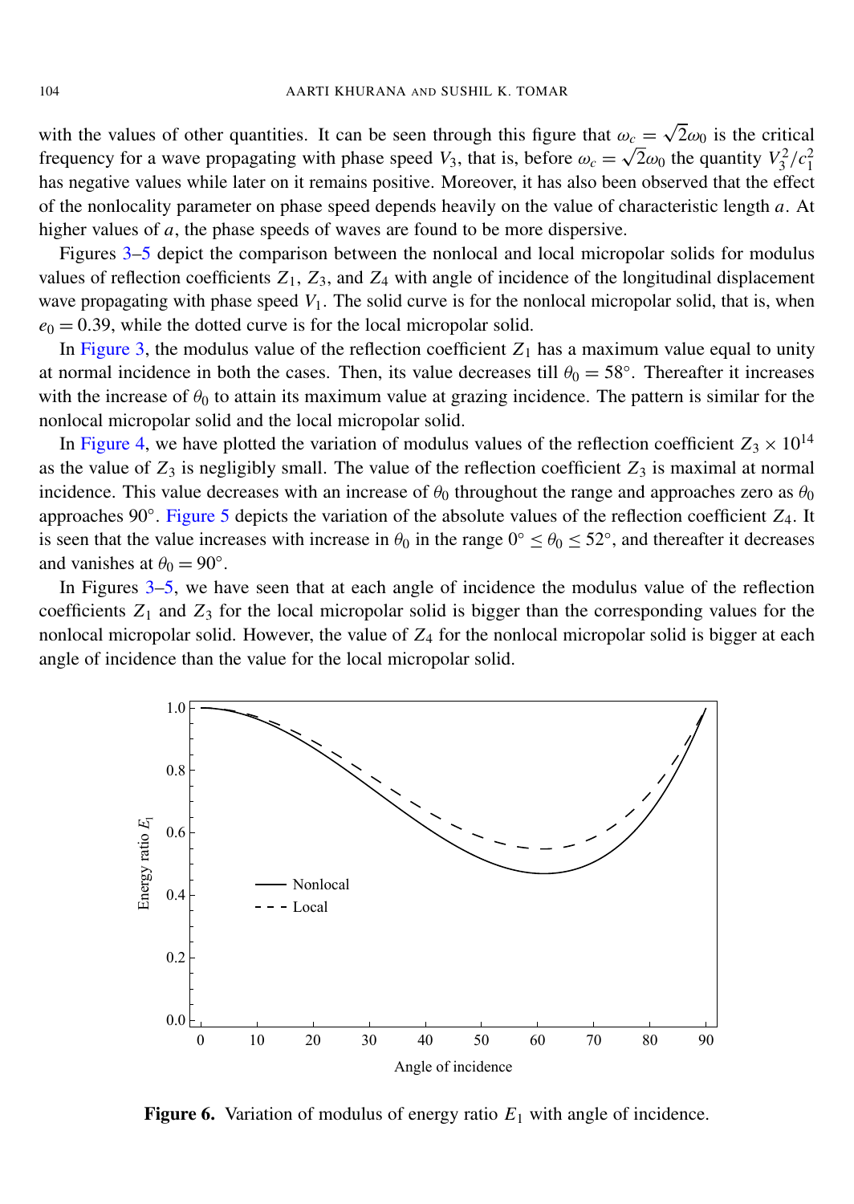with the values of other quantities. It can be seen through this figure that $\omega_c = \sqrt{2}\omega_0$ is the critical frequency for a wave propagating with phase speed $V_3$, that is, before $\omega_c = \sqrt{2}\omega_0$ the quantity $V_3^2/c_1^2$ has negative values while later on it remains positive. Moreover, it has also been observed that the effect of the nonlocality parameter on phase speed depends heavily on the value of characteristic length $a$. At higher values of $a$, the phase speeds of waves are found to be more dispersive.

Figures 3–5 depict the comparison between the nonlocal and local micropolar solids for modulus values of reflection coefficients $Z_1$, $Z_3$, and $Z_4$ with angle of incidence of the longitudinal displacement wave propagating with phase speed $V_1$. The solid curve is for the nonlocal micropolar solid, that is, when $e_0 = 0.39$, while the dotted curve is for the local micropolar solid.

In Figure 3, the modulus value of the reflection coefficient $Z_1$ has a maximum value equal to unity at normal incidence in both the cases. Then, its value decreases till $\theta_0 = 58°$. Thereafter it increases with the increase of $\theta_0$ to attain its maximum value at grazing incidence. The pattern is similar for the nonlocal micropolar solid and the local micropolar solid.

In Figure 4, we have plotted the variation of modulus values of the reflection coefficient $Z_3 \times 10^{14}$ as the value of $Z_3$ is negligibly small. The value of the reflection coefficient $Z_3$ is maximal at normal incidence. This value decreases with an increase of $\theta_0$ throughout the range and approaches zero as $\theta_0$ approaches $90°$. Figure 5 depicts the variation of the absolute values of the reflection coefficient $Z_4$. It is seen that the value increases with increase in $\theta_0$ in the range $0° \leq \theta_0 \leq 52°$, and thereafter it decreases and vanishes at $\theta_0 = 90°$.

In Figures 3–5, we have seen that at each angle of incidence the modulus value of the reflection coefficients $Z_1$ and $Z_3$ for the local micropolar solid is bigger than the corresponding values for the nonlocal micropolar solid. However, the value of $Z_4$ for the nonlocal micropolar solid is bigger at each angle of incidence than the value for the local micropolar solid.

**Figure 6.** Variation of modulus of energy ratio $E_1$ with angle of incidence.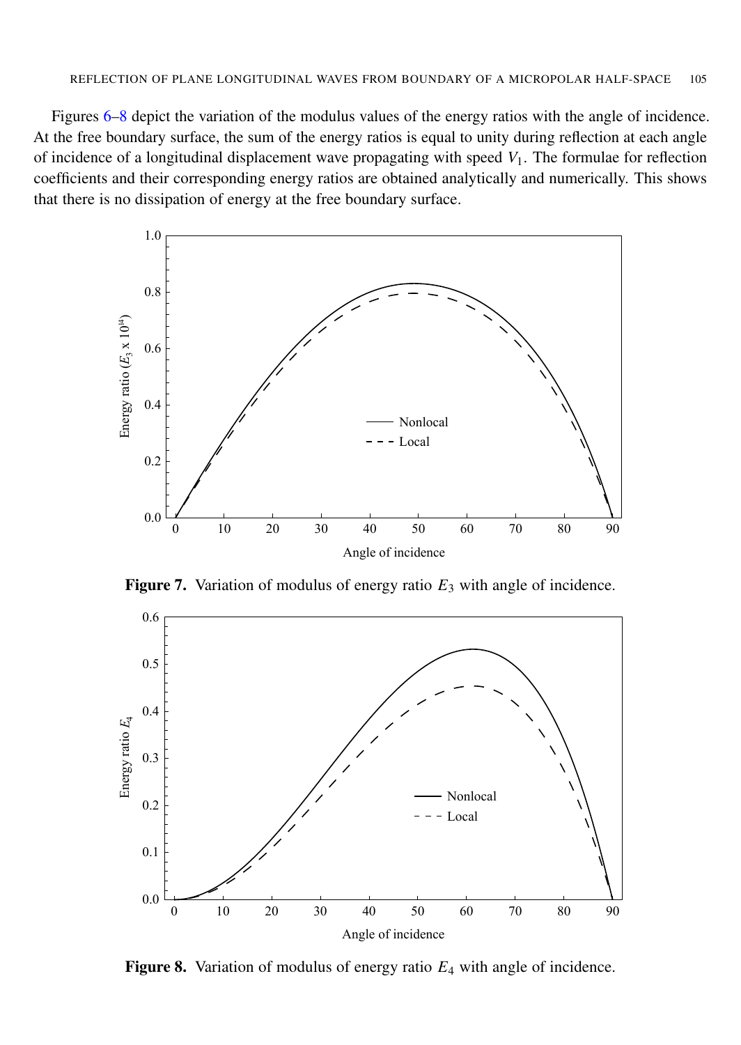Figures 6–8 depict the variation of the modulus values of the energy ratios with the angle of incidence. At the free boundary surface, the sum of the energy ratios is equal to unity during reflection at each angle of incidence of a longitudinal displacement wave propagating with speed $V_1$. The formulae for reflection coefficients and their corresponding energy ratios are obtained analytically and numerically. This shows that there is no dissipation of energy at the free boundary surface.

**Figure 7.** Variation of modulus of energy ratio $E_3$ with angle of incidence.

**Figure 8.** Variation of modulus of energy ratio $E_4$ with angle of incidence.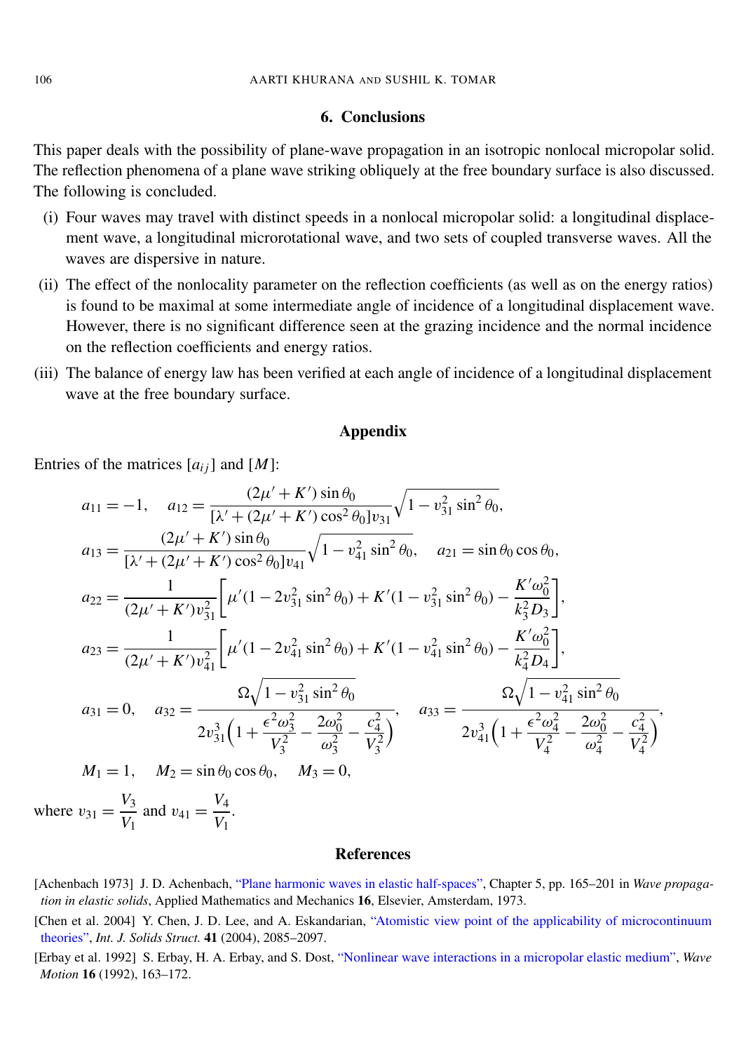## 6. Conclusions

This paper deals with the possibility of plane-wave propagation in an isotropic nonlocal micropolar solid. The reflection phenomena of a plane wave striking obliquely at the free boundary surface is also discussed. The following is concluded.

(i) Four waves may travel with distinct speeds in a nonlocal micropolar solid: a longitudinal displacement wave, a longitudinal microrotational wave, and two sets of coupled transverse waves. All the waves are dispersive in nature.

(ii) The effect of the nonlocality parameter on the reflection coefficients (as well as on the energy ratios) is found to be maximal at some intermediate angle of incidence of a longitudinal displacement wave. However, there is no significant difference seen at the grazing incidence and the normal incidence on the reflection coefficients and energy ratios.

(iii) The balance of energy law has been verified at each angle of incidence of a longitudinal displacement wave at the free boundary surface.

## Appendix

Entries of the matrices $[a_{ij}]$ and $[M]$:

$$a_{11} = -1, \quad a_{12} = \frac{(2\mu' + K')\sin\theta_0}{[\lambda' + (2\mu' + K')\cos^2\theta_0]v_{31}}\sqrt{1 - v_{31}^2 \sin^2\theta_0},$$

$$a_{13} = \frac{(2\mu' + K')\sin\theta_0}{[\lambda' + (2\mu' + K')\cos^2\theta_0]v_{41}}\sqrt{1 - v_{41}^2 \sin^2\theta_0}, \quad a_{21} = \sin\theta_0\cos\theta_0,$$

$$a_{22} = \frac{1}{(2\mu' + K')v_{31}^2}\left[\mu'(1 - 2v_{31}^2\sin^2\theta_0) + K'(1 - v_{31}^2\sin^2\theta_0) - \frac{K'\omega_0^2}{k_3^2 D_3}\right],$$

$$a_{23} = \frac{1}{(2\mu' + K')v_{41}^2}\left[\mu'(1 - 2v_{41}^2\sin^2\theta_0) + K'(1 - v_{41}^2\sin^2\theta_0) - \frac{K'\omega_0^2}{k_4^2 D_4}\right],$$

$$a_{31} = 0, \quad a_{32} = \frac{\Omega\sqrt{1 - v_{31}^2\sin^2\theta_0}}{2v_{31}^3\left(1 + \dfrac{\epsilon^2\omega_3^2}{V_3^2} - \dfrac{2\omega_0^2}{\omega_3^2} - \dfrac{c_4^2}{V_3^2}\right)}, \quad a_{33} = \frac{\Omega\sqrt{1 - v_{41}^2\sin^2\theta_0}}{2v_{41}^3\left(1 + \dfrac{\epsilon^2\omega_4^2}{V_4^2} - \dfrac{2\omega_0^2}{\omega_4^2} - \dfrac{c_4^2}{V_4^2}\right)},$$

$$M_1 = 1, \quad M_2 = \sin\theta_0\cos\theta_0, \quad M_3 = 0,$$

where $v_{31} = \dfrac{V_3}{V_1}$ and $v_{41} = \dfrac{V_4}{V_1}$.

## References

[Achenbach 1973] J. D. Achenbach, "Plane harmonic waves in elastic half-spaces", Chapter 5, pp. 165–201 in *Wave propagation in elastic solids*, Applied Mathematics and Mechanics **16**, Elsevier, Amsterdam, 1973.

[Chen et al. 2004] Y. Chen, J. D. Lee, and A. Eskandarian, "Atomistic view point of the applicability of microcontinuum theories", *Int. J. Solids Struct.* **41** (2004), 2085–2097.

[Erbay et al. 1992] S. Erbay, H. A. Erbay, and S. Dost, "Nonlinear wave interactions in a micropolar elastic medium", *Wave Motion* **16** (1992), 163–172.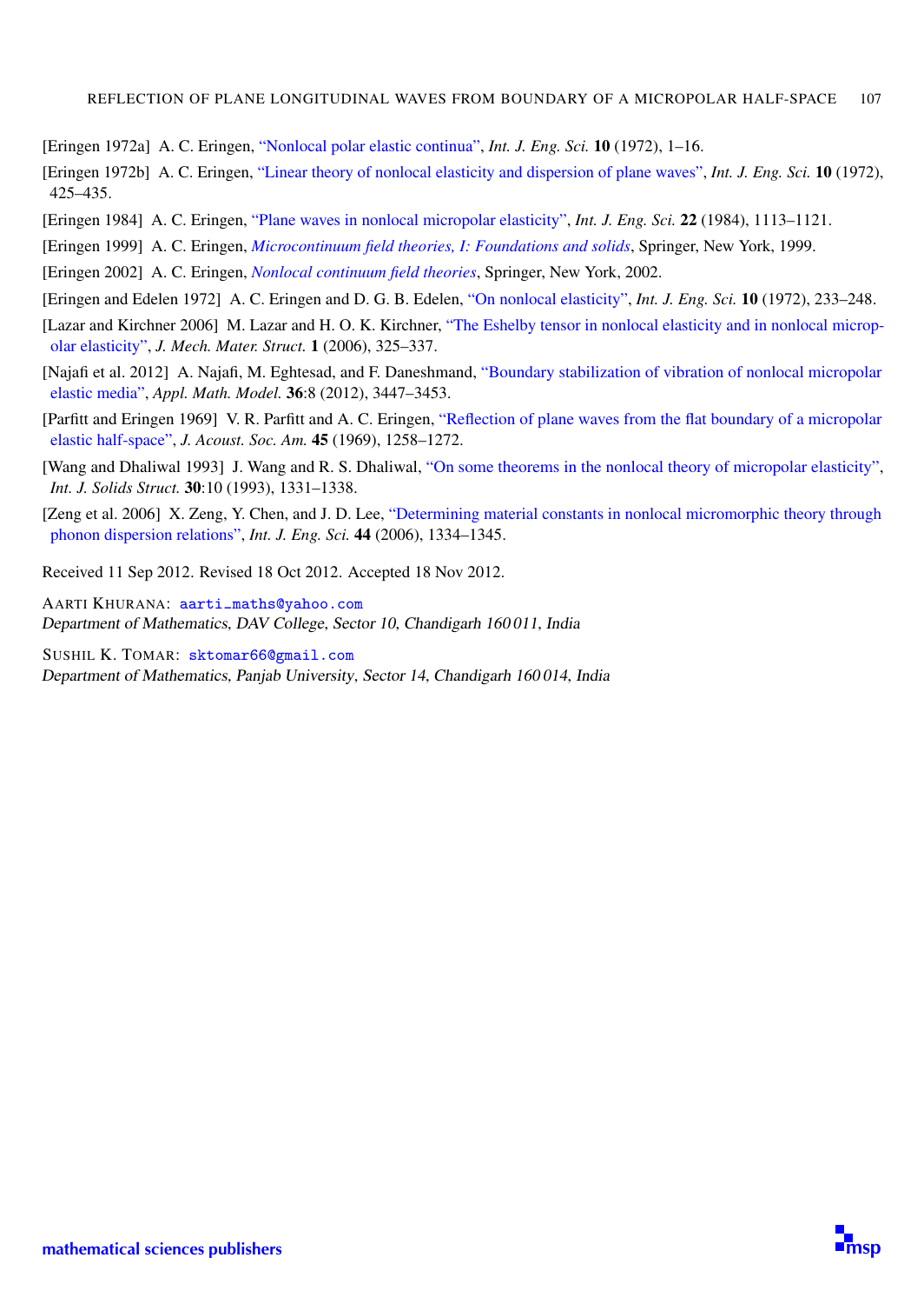[Eringen 1972a] A. C. Eringen, "Nonlocal polar elastic continua", *Int. J. Eng. Sci.* **10** (1972), 1–16.

[Eringen 1972b] A. C. Eringen, "Linear theory of nonlocal elasticity and dispersion of plane waves", *Int. J. Eng. Sci.* **10** (1972), 425–435.

[Eringen 1984] A. C. Eringen, "Plane waves in nonlocal micropolar elasticity", *Int. J. Eng. Sci.* **22** (1984), 1113–1121.

[Eringen 1999] A. C. Eringen, *Microcontinuum field theories, I: Foundations and solids*, Springer, New York, 1999.

[Eringen 2002] A. C. Eringen, *Nonlocal continuum field theories*, Springer, New York, 2002.

[Eringen and Edelen 1972] A. C. Eringen and D. G. B. Edelen, "On nonlocal elasticity", *Int. J. Eng. Sci.* **10** (1972), 233–248.

[Lazar and Kirchner 2006] M. Lazar and H. O. K. Kirchner, "The Eshelby tensor in nonlocal elasticity and in nonlocal micropolar elasticity", *J. Mech. Mater. Struct.* **1** (2006), 325–337.

[Najafi et al. 2012] A. Najafi, M. Eghtesad, and F. Daneshmand, "Boundary stabilization of vibration of nonlocal micropolar elastic media", *Appl. Math. Model.* **36**:8 (2012), 3447–3453.

[Parfitt and Eringen 1969] V. R. Parfitt and A. C. Eringen, "Reflection of plane waves from the flat boundary of a micropolar elastic half-space", *J. Acoust. Soc. Am.* **45** (1969), 1258–1272.

[Wang and Dhaliwal 1993] J. Wang and R. S. Dhaliwal, "On some theorems in the nonlocal theory of micropolar elasticity", *Int. J. Solids Struct.* **30**:10 (1993), 1331–1338.

[Zeng et al. 2006] X. Zeng, Y. Chen, and J. D. Lee, "Determining material constants in nonlocal micromorphic theory through phonon dispersion relations", *Int. J. Eng. Sci.* **44** (2006), 1334–1345.

Received 11 Sep 2012. Revised 18 Oct 2012. Accepted 18 Nov 2012.

AARTI KHURANA: aarti_maths@yahoo.com
*Department of Mathematics, DAV College, Sector 10, Chandigarh 160 011, India*

SUSHIL K. TOMAR: sktomar66@gmail.com
*Department of Mathematics, Panjab University, Sector 14, Chandigarh 160 014, India*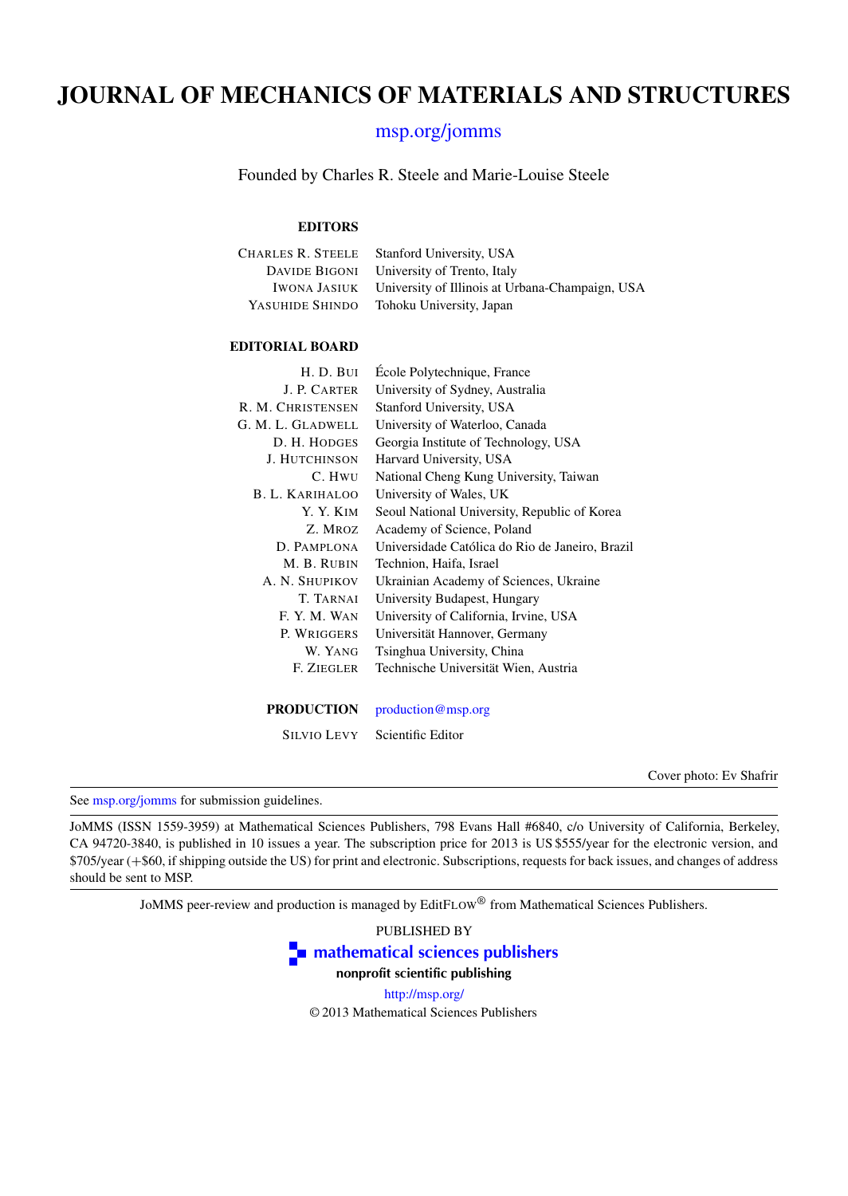# JOURNAL OF MECHANICS OF MATERIALS AND STRUCTURES

msp.org/jomms

Founded by Charles R. Steele and Marie-Louise Steele

### EDITORS

| | |
|---|---|
| Charles R. Steele | Stanford University, USA |
| Davide Bigoni | University of Trento, Italy |
| Iwona Jasiuk | University of Illinois at Urbana-Champaign, USA |
| Yasuhide Shindo | Tohoku University, Japan |

### EDITORIAL BOARD

| | |
|---|---|
| H. D. Bui | École Polytechnique, France |
| J. P. Carter | University of Sydney, Australia |
| R. M. Christensen | Stanford University, USA |
| G. M. L. Gladwell | University of Waterloo, Canada |
| D. H. Hodges | Georgia Institute of Technology, USA |
| J. Hutchinson | Harvard University, USA |
| C. Hwu | National Cheng Kung University, Taiwan |
| B. L. Karihaloo | University of Wales, UK |
| Y. Y. Kim | Seoul National University, Republic of Korea |
| Z. Mroz | Academy of Science, Poland |
| D. Pamplona | Universidade Católica do Rio de Janeiro, Brazil |
| M. B. Rubin | Technion, Haifa, Israel |
| A. N. Shupikov | Ukrainian Academy of Sciences, Ukraine |
| T. Tarnai | University Budapest, Hungary |
| F. Y. M. Wan | University of California, Irvine, USA |
| P. Wriggers | Universität Hannover, Germany |
| W. Yang | Tsinghua University, China |
| F. Ziegler | Technische Universität Wien, Austria |

**PRODUCTION** production@msp.org

Silvio Levy — Scientific Editor

Cover photo: Ev Shafrir

See msp.org/jomms for submission guidelines.

JoMMS (ISSN 1559-3959) at Mathematical Sciences Publishers, 798 Evans Hall #6840, c/o University of California, Berkeley, CA 94720-3840, is published in 10 issues a year. The subscription price for 2013 is US $555/year for the electronic version, and $705/year (+$60, if shipping outside the US) for print and electronic. Subscriptions, requests for back issues, and changes of address should be sent to MSP.

JoMMS peer-review and production is managed by EditFlow® from Mathematical Sciences Publishers.

PUBLISHED BY

**mathematical sciences publishers**

**nonprofit scientific publishing**

http://msp.org/

© 2013 Mathematical Sciences Publishers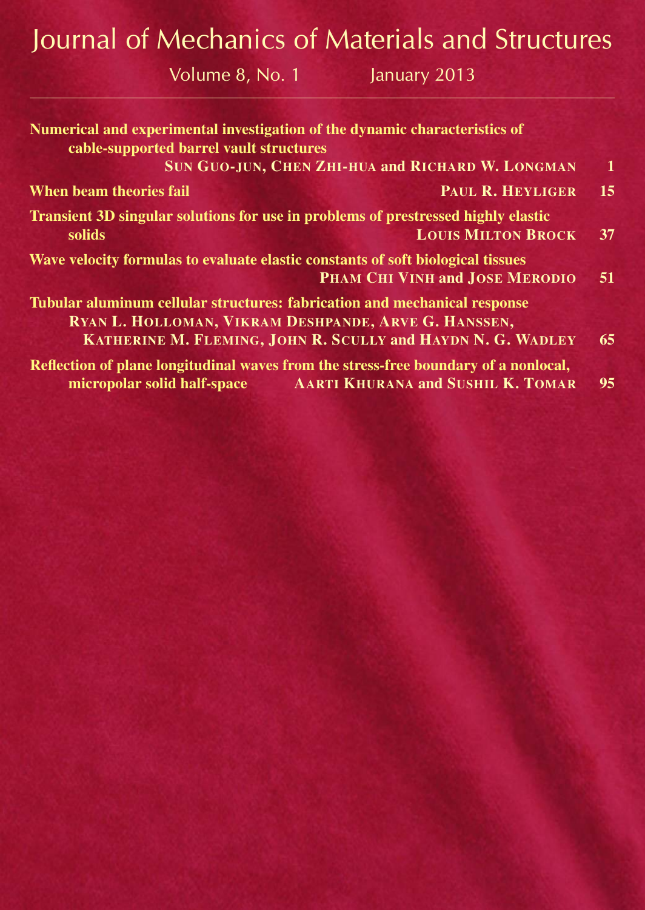# Journal of Mechanics of Materials and Structures

Volume 8, No. 1 January 2013

**Numerical and experimental investigation of the dynamic characteristics of cable-supported barrel vault structures**
SUN GUO-JUN, CHEN ZHI-HUA and RICHARD W. LONGMAN 1

**When beam theories fail**
PAUL R. HEYLIGER 15

**Transient 3D singular solutions for use in problems of prestressed highly elastic solids**
LOUIS MILTON BROCK 37

**Wave velocity formulas to evaluate elastic constants of soft biological tissues**
PHAM CHI VINH and JOSE MERODIO 51

**Tubular aluminum cellular structures: fabrication and mechanical response**
RYAN L. HOLLOMAN, VIKRAM DESHPANDE, ARVE G. HANSSEN, KATHERINE M. FLEMING, JOHN R. SCULLY and HAYDN N. G. WADLEY 65

**Reflection of plane longitudinal waves from the stress-free boundary of a nonlocal, micropolar solid half-space**
AARTI KHURANA and SUSHIL K. TOMAR 95